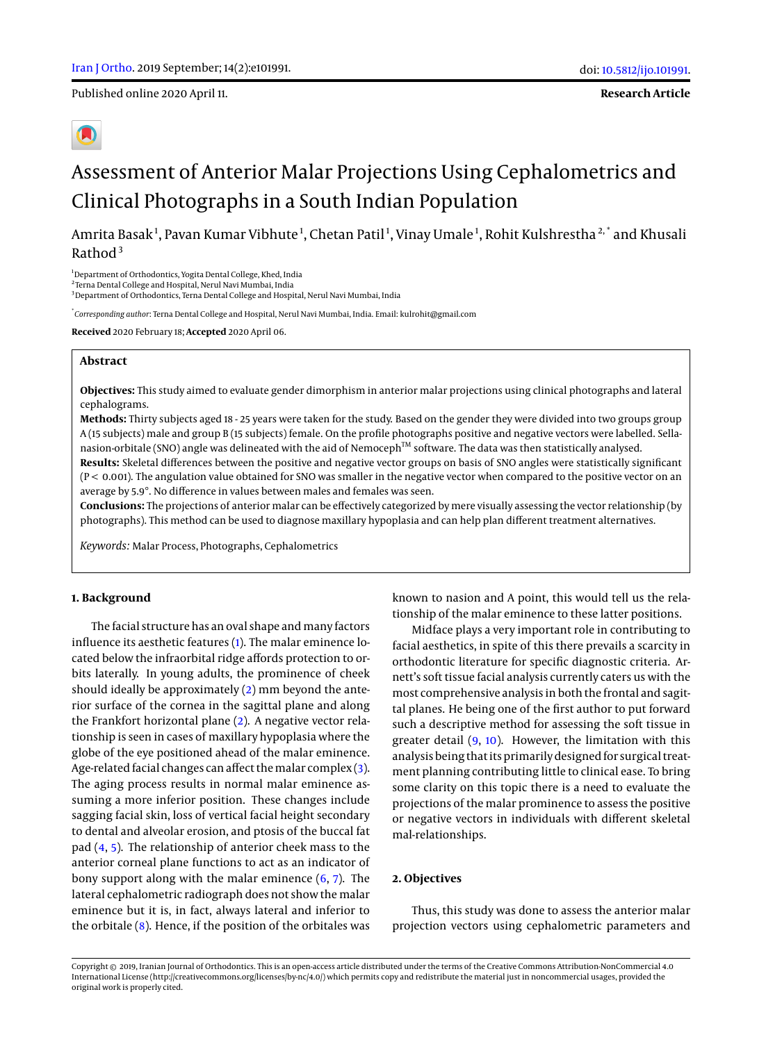Published online 2020 April 11.

**Research Article**

# Assessment of Anterior Malar Projections Using Cephalometrics and Clinical Photographs in a South Indian Population

Amrita Basak[1], Pavan Kumar Vibhute[1], Chetan Patil[1], Vinay Umale[1], Rohit Kulshrestha[2,*] and Khusali Rathod[3]

[1]Department of Orthodontics, Yogita Dental College, Khed, India
[2]Terna Dental College and Hospital, Nerul Navi Mumbai, India
[3]Department of Orthodontics, Terna Dental College and Hospital, Nerul Navi Mumbai, India

[*]*Corresponding author*: Terna Dental College and Hospital, Nerul Navi Mumbai, India. Email: kulrohit@gmail.com

**Received** 2020 February 18; **Accepted** 2020 April 06.

## Abstract

**Objectives:** This study aimed to evaluate gender dimorphism in anterior malar projections using clinical photographs and lateral cephalograms.

**Methods:** Thirty subjects aged 18 - 25 years were taken for the study. Based on the gender they were divided into two groups group A (15 subjects) male and group B (15 subjects) female. On the profile photographs positive and negative vectors were labelled. Sella-nasion-orbitale (SNO) angle was delineated with the aid of Nemoceph™ software. The data was then statistically analysed.

**Results:** Skeletal differences between the positive and negative vector groups on basis of SNO angles were statistically significant ($P < 0.001$). The angulation value obtained for SNO was smaller in the negative vector when compared to the positive vector on an average by 5.9°. No difference in values between males and females was seen.

**Conclusions:** The projections of anterior malar can be effectively categorized by mere visually assessing the vector relationship (by photographs). This method can be used to diagnose maxillary hypoplasia and can help plan different treatment alternatives.

*Keywords:* Malar Process, Photographs, Cephalometrics

## 1. Background

The facial structure has an oval shape and many factors influence its aesthetic features (1). The malar eminence located below the infraorbital ridge affords protection to orbits laterally. In young adults, the prominence of cheek should ideally be approximately (2) mm beyond the anterior surface of the cornea in the sagittal plane and along the Frankfort horizontal plane (2). A negative vector relationship is seen in cases of maxillary hypoplasia where the globe of the eye positioned ahead of the malar eminence. Age-related facial changes can affect the malar complex (3). The aging process results in normal malar eminence assuming a more inferior position. These changes include sagging facial skin, loss of vertical facial height secondary to dental and alveolar erosion, and ptosis of the buccal fat pad (4, 5). The relationship of anterior cheek mass to the anterior corneal plane functions to act as an indicator of bony support along with the malar eminence (6, 7). The lateral cephalometric radiograph does not show the malar eminence but it is, in fact, always lateral and inferior to the orbitale (8). Hence, if the position of the orbitales was known to nasion and A point, this would tell us the relationship of the malar eminence to these latter positions.

Midface plays a very important role in contributing to facial aesthetics, in spite of this there prevails a scarcity in orthodontic literature for specific diagnostic criteria. Arnett's soft tissue facial analysis currently caters us with the most comprehensive analysis in both the frontal and sagittal planes. He being one of the first author to put forward such a descriptive method for assessing the soft tissue in greater detail (9, 10). However, the limitation with this analysis being that its primarily designed for surgical treatment planning contributing little to clinical ease. To bring some clarity on this topic there is a need to evaluate the projections of the malar prominence to assess the positive or negative vectors in individuals with different skeletal mal-relationships.

## 2. Objectives

Thus, this study was done to assess the anterior malar projection vectors using cephalometric parameters and

Copyright © 2019, Iranian Journal of Orthodontics. This is an open-access article distributed under the terms of the Creative Commons Attribution-NonCommercial 4.0 International License (http://creativecommons.org/licenses/by-nc/4.0/) which permits copy and redistribute the material just in noncommercial usages, provided the original work is properly cited.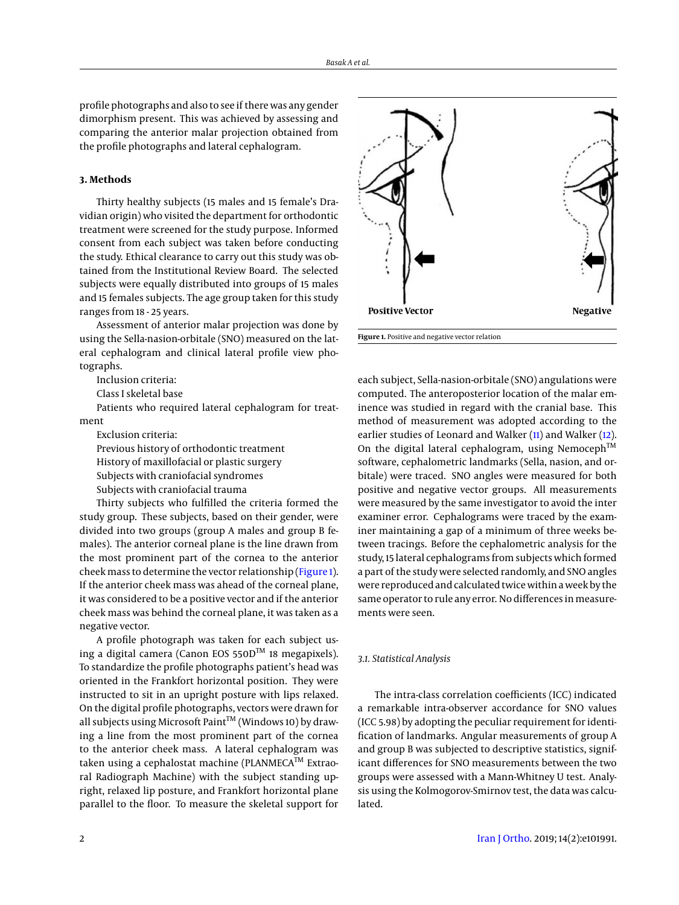profile photographs and also to see if there was any gender dimorphism present. This was achieved by assessing and comparing the anterior malar projection obtained from the profile photographs and lateral cephalogram.

### 3. Methods

Thirty healthy subjects (15 males and 15 female's Dravidian origin) who visited the department for orthodontic treatment were screened for the study purpose. Informed consent from each subject was taken before conducting the study. Ethical clearance to carry out this study was obtained from the Institutional Review Board. The selected subjects were equally distributed into groups of 15 males and 15 females subjects. The age group taken for this study ranges from 18 - 25 years.

Assessment of anterior malar projection was done by using the Sella-nasion-orbitale (SNO) measured on the lateral cephalogram and clinical lateral profile view photographs.

Inclusion criteria:

Class I skeletal base

Patients who required lateral cephalogram for treatment

Exclusion criteria:

Previous history of orthodontic treatment

History of maxillofacial or plastic surgery

Subjects with craniofacial syndromes

Subjects with craniofacial trauma

Thirty subjects who fulfilled the criteria formed the study group. These subjects, based on their gender, were divided into two groups (group A males and group B females). The anterior corneal plane is the line drawn from the most prominent part of the cornea to the anterior cheek mass to determine the vector relationship (Figure 1). If the anterior cheek mass was ahead of the corneal plane, it was considered to be a positive vector and if the anterior cheek mass was behind the corneal plane, it was taken as a negative vector.

A profile photograph was taken for each subject using a digital camera (Canon EOS 550D™ 18 megapixels). To standardize the profile photographs patient's head was oriented in the Frankfort horizontal position. They were instructed to sit in an upright posture with lips relaxed. On the digital profile photographs, vectors were drawn for all subjects using Microsoft Paint™ (Windows 10) by drawing a line from the most prominent part of the cornea to the anterior cheek mass. A lateral cephalogram was taken using a cephalostat machine (PLANMECA™ Extraoral Radiograph Machine) with the subject standing upright, relaxed lip posture, and Frankfort horizontal plane parallel to the floor. To measure the skeletal support for each subject, Sella-nasion-orbitale (SNO) angulations were computed. The anteroposterior location of the malar eminence was studied in regard with the cranial base. This method of measurement was adopted according to the earlier studies of Leonard and Walker (11) and Walker (12). On the digital lateral cephalogram, using Nemoceph™ software, cephalometric landmarks (Sella, nasion, and orbitale) were traced. SNO angles were measured for both positive and negative vector groups. All measurements were measured by the same investigator to avoid the inter examiner error. Cephalograms were traced by the examiner maintaining a gap of a minimum of three weeks between tracings. Before the cephalometric analysis for the study, 15 lateral cephalograms from subjects which formed a part of the study were selected randomly, and SNO angles were reproduced and calculated twice within a week by the same operator to rule any error. No differences in measurements were seen.

Positive Vector Negative

**Figure 1.** Positive and negative vector relation

#### 3.1. Statistical Analysis

The intra-class correlation coefficients (ICC) indicated a remarkable intra-observer accordance for SNO values (ICC 5.98) by adopting the peculiar requirement for identification of landmarks. Angular measurements of group A and group B was subjected to descriptive statistics, significant differences for SNO measurements between the two groups were assessed with a Mann-Whitney U test. Analysis using the Kolmogorov-Smirnov test, the data was calculated.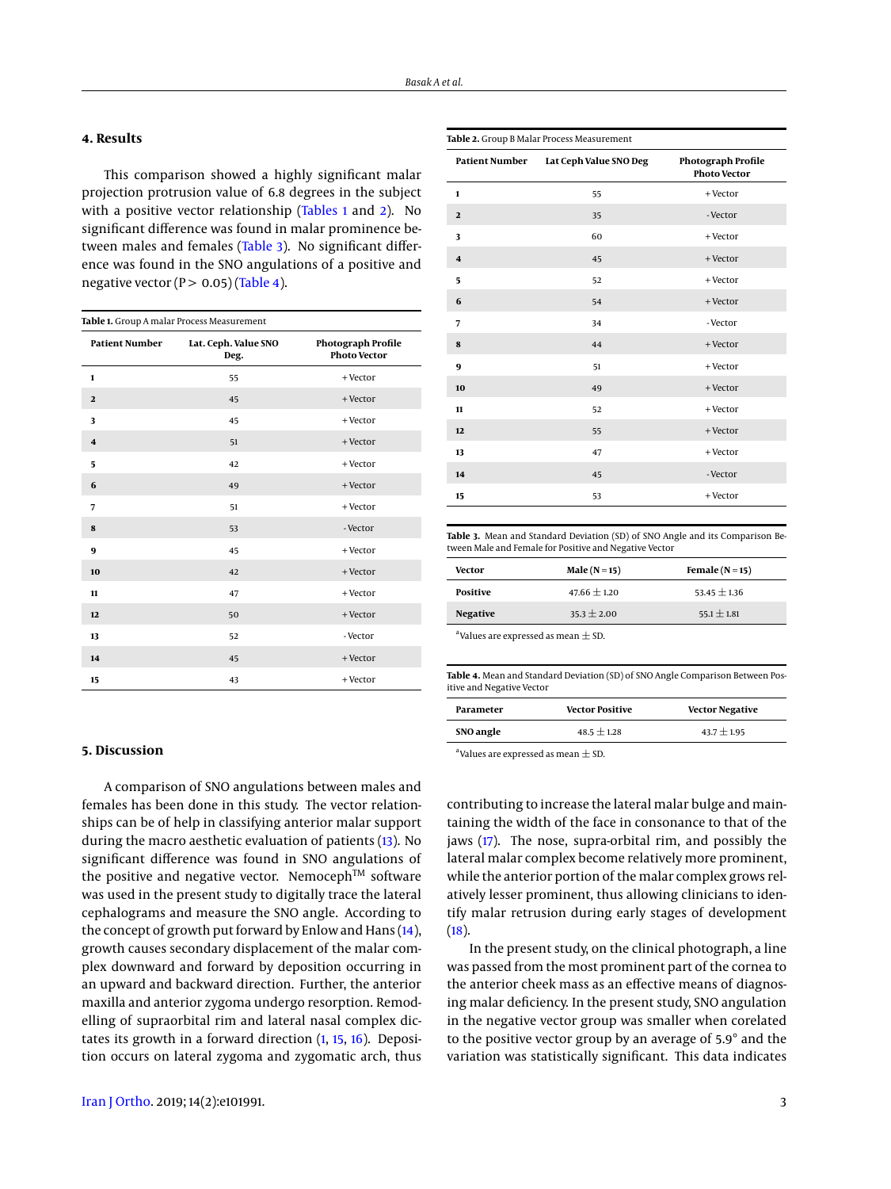## 4. Results

This comparison showed a highly significant malar projection protrusion value of 6.8 degrees in the subject with a positive vector relationship (Tables 1 and 2). No significant difference was found in malar prominence between males and females (Table 3). No significant difference was found in the SNO angulations of a positive and negative vector ($P > 0.05$) (Table 4).

**Table 1.** Group A malar Process Measurement

| Patient Number | Lat. Ceph. Value SNO Deg. | Photograph Profile Photo Vector |
|---|---|---|
| 1 | 55 | + Vector |
| 2 | 45 | + Vector |
| 3 | 45 | + Vector |
| 4 | 51 | + Vector |
| 5 | 42 | + Vector |
| 6 | 49 | + Vector |
| 7 | 51 | + Vector |
| 8 | 53 | - Vector |
| 9 | 45 | + Vector |
| 10 | 42 | + Vector |
| 11 | 47 | + Vector |
| 12 | 50 | + Vector |
| 13 | 52 | - Vector |
| 14 | 45 | + Vector |
| 15 | 43 | + Vector |

**Table 2.** Group B Malar Process Measurement

| Patient Number | Lat Ceph Value SNO Deg | Photograph Profile Photo Vector |
|---|---|---|
| 1 | 55 | + Vector |
| 2 | 35 | - Vector |
| 3 | 60 | + Vector |
| 4 | 45 | + Vector |
| 5 | 52 | + Vector |
| 6 | 54 | + Vector |
| 7 | 34 | - Vector |
| 8 | 44 | + Vector |
| 9 | 51 | + Vector |
| 10 | 49 | + Vector |
| 11 | 52 | + Vector |
| 12 | 55 | + Vector |
| 13 | 47 | + Vector |
| 14 | 45 | - Vector |
| 15 | 53 | + Vector |

**Table 3.** Mean and Standard Deviation (SD) of SNO Angle and its Comparison Between Male and Female for Positive and Negative Vector

| Vector | Male (N = 15) | Female (N = 15) |
|---|---|---|
| Positive | $47.66 \pm 1.20$ | $53.45 \pm 1.36$ |
| Negative | $35.3 \pm 2.00$ | $55.1 \pm 1.81$ |

[a]Values are expressed as mean ± SD.

**Table 4.** Mean and Standard Deviation (SD) of SNO Angle Comparison Between Positive and Negative Vector

| Parameter | Vector Positive | Vector Negative |
|---|---|---|
| SNO angle | $48.5 \pm 1.28$ | $43.7 \pm 1.95$ |

[a]Values are expressed as mean ± SD.

## 5. Discussion

A comparison of SNO angulations between males and females has been done in this study. The vector relationships can be of help in classifying anterior malar support during the macro aesthetic evaluation of patients (13). No significant difference was found in SNO angulations of the positive and negative vector. Nemoceph[TM] software was used in the present study to digitally trace the lateral cephalograms and measure the SNO angle. According to the concept of growth put forward by Enlow and Hans (14), growth causes secondary displacement of the malar complex downward and forward by deposition occurring in an upward and backward direction. Further, the anterior maxilla and anterior zygoma undergo resorption. Remodelling of supraorbital rim and lateral nasal complex dictates its growth in a forward direction (1, 15, 16). Deposition occurs on lateral zygoma and zygomatic arch, thus contributing to increase the lateral malar bulge and maintaining the width of the face in consonance to that of the jaws (17). The nose, supra-orbital rim, and possibly the lateral malar complex become relatively more prominent, while the anterior portion of the malar complex grows relatively lesser prominent, thus allowing clinicians to identify malar retrusion during early stages of development (18).

In the present study, on the clinical photograph, a line was passed from the most prominent part of the cornea to the anterior cheek mass as an effective means of diagnosing malar deficiency. In the present study, SNO angulation in the negative vector group was smaller when corelated to the positive vector group by an average of 5.9° and the variation was statistically significant. This data indicates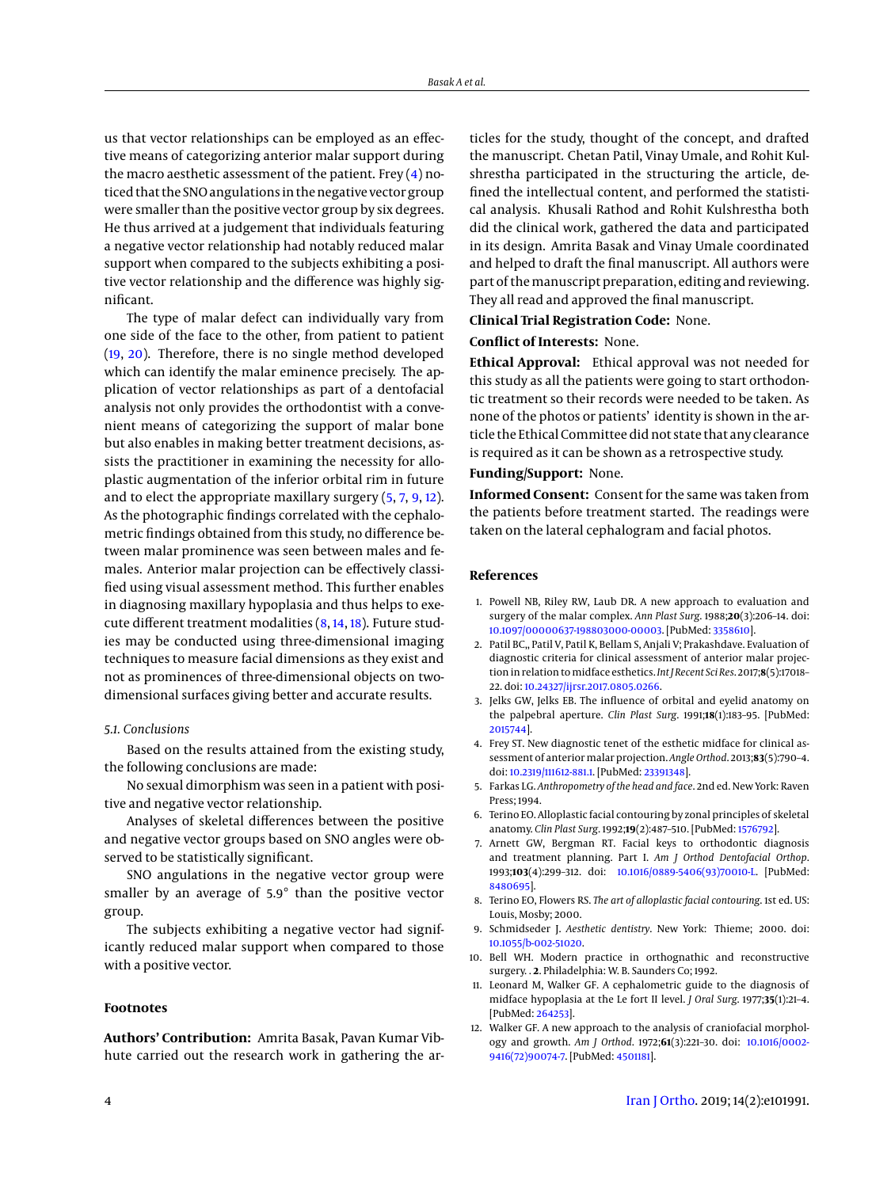us that vector relationships can be employed as an effective means of categorizing anterior malar support during the macro aesthetic assessment of the patient. Frey (4) noticed that the SNO angulations in the negative vector group were smaller than the positive vector group by six degrees. He thus arrived at a judgement that individuals featuring a negative vector relationship had notably reduced malar support when compared to the subjects exhibiting a positive vector relationship and the difference was highly significant.

The type of malar defect can individually vary from one side of the face to the other, from patient to patient (19, 20). Therefore, there is no single method developed which can identify the malar eminence precisely. The application of vector relationships as part of a dentofacial analysis not only provides the orthodontist with a convenient means of categorizing the support of malar bone but also enables in making better treatment decisions, assists the practitioner in examining the necessity for alloplastic augmentation of the inferior orbital rim in future and to elect the appropriate maxillary surgery (5, 7, 9, 12). As the photographic findings correlated with the cephalometric findings obtained from this study, no difference between malar prominence was seen between males and females. Anterior malar projection can be effectively classified using visual assessment method. This further enables in diagnosing maxillary hypoplasia and thus helps to execute different treatment modalities (8, 14, 18). Future studies may be conducted using three-dimensional imaging techniques to measure facial dimensions as they exist and not as prominences of three-dimensional objects on two-dimensional surfaces giving better and accurate results.

### 5.1. Conclusions

Based on the results attained from the existing study, the following conclusions are made:

No sexual dimorphism was seen in a patient with positive and negative vector relationship.

Analyses of skeletal differences between the positive and negative vector groups based on SNO angles were observed to be statistically significant.

SNO angulations in the negative vector group were smaller by an average of 5.9° than the positive vector group.

The subjects exhibiting a negative vector had significantly reduced malar support when compared to those with a positive vector.

## Footnotes

**Authors' Contribution:** Amrita Basak, Pavan Kumar Vibhute carried out the research work in gathering the articles for the study, thought of the concept, and drafted the manuscript. Chetan Patil, Vinay Umale, and Rohit Kulshrestha participated in the structuring the article, defined the intellectual content, and performed the statistical analysis. Khusali Rathod and Rohit Kulshrestha both did the clinical work, gathered the data and participated in its design. Amrita Basak and Vinay Umale coordinated and helped to draft the final manuscript. All authors were part of the manuscript preparation, editing and reviewing. They all read and approved the final manuscript.

**Clinical Trial Registration Code:** None.

**Conflict of Interests:** None.

**Ethical Approval:** Ethical approval was not needed for this study as all the patients were going to start orthodontic treatment so their records were needed to be taken. As none of the photos or patients' identity is shown in the article the Ethical Committee did not state that any clearance is required as it can be shown as a retrospective study.

**Funding/Support:** None.

**Informed Consent:** Consent for the same was taken from the patients before treatment started. The readings were taken on the lateral cephalogram and facial photos.

## References

1. Powell NB, Riley RW, Laub DR. A new approach to evaluation and surgery of the malar complex. *Ann Plast Surg*. 1988;**20**(3):206–14. doi: 10.1097/00000637-198803000-00003. [PubMed: 3358610].
2. Patil BC,, Patil V, Patil K, Bellam S, Anjali V; Prakashdave. Evaluation of diagnostic criteria for clinical assessment of anterior malar projection in relation to midface esthetics. *Int J Recent Sci Res*. 2017;**8**(5):17018–22. doi: 10.24327/ijrsr.2017.0805.0266.
3. Jelks GW, Jelks EB. The influence of orbital and eyelid anatomy on the palpebral aperture. *Clin Plast Surg*. 1991;**18**(1):183–95. [PubMed: 2015744].
4. Frey ST. New diagnostic tenet of the esthetic midface for clinical assessment of anterior malar projection. *Angle Orthod*. 2013;**83**(5):790–4. doi: 10.2319/111612-881.1. [PubMed: 23391348].
5. Farkas LG. *Anthropometry of the head and face*. 2nd ed. New York: Raven Press; 1994.
6. Terino EO. Alloplastic facial contouring by zonal principles of skeletal anatomy. *Clin Plast Surg*. 1992;**19**(2):487–510. [PubMed: 1576792].
7. Arnett GW, Bergman RT. Facial keys to orthodontic diagnosis and treatment planning. Part I. *Am J Orthod Dentofacial Orthop*. 1993;**103**(4):299–312. doi: 10.1016/0889-5406(93)70010-L. [PubMed: 8480695].
8. Terino EO, Flowers RS. *The art of alloplastic facial contouring*. 1st ed. US: Louis, Mosby; 2000.
9. Schmidseder J. *Aesthetic dentistry*. New York: Thieme; 2000. doi: 10.1055/b-002-51020.
10. Bell WH. Modern practice in orthognathic and reconstructive surgery. . **2**. Philadelphia: W. B. Saunders Co; 1992.
11. Leonard M, Walker GF. A cephalometric guide to the diagnosis of midface hypoplasia at the Le fort II level. *J Oral Surg*. 1977;**35**(1):21–4. [PubMed: 264253].
12. Walker GF. A new approach to the analysis of craniofacial morphology and growth. *Am J Orthod*. 1972;**61**(3):221–30. doi: 10.1016/0002-9416(72)90074-7. [PubMed: 4501181].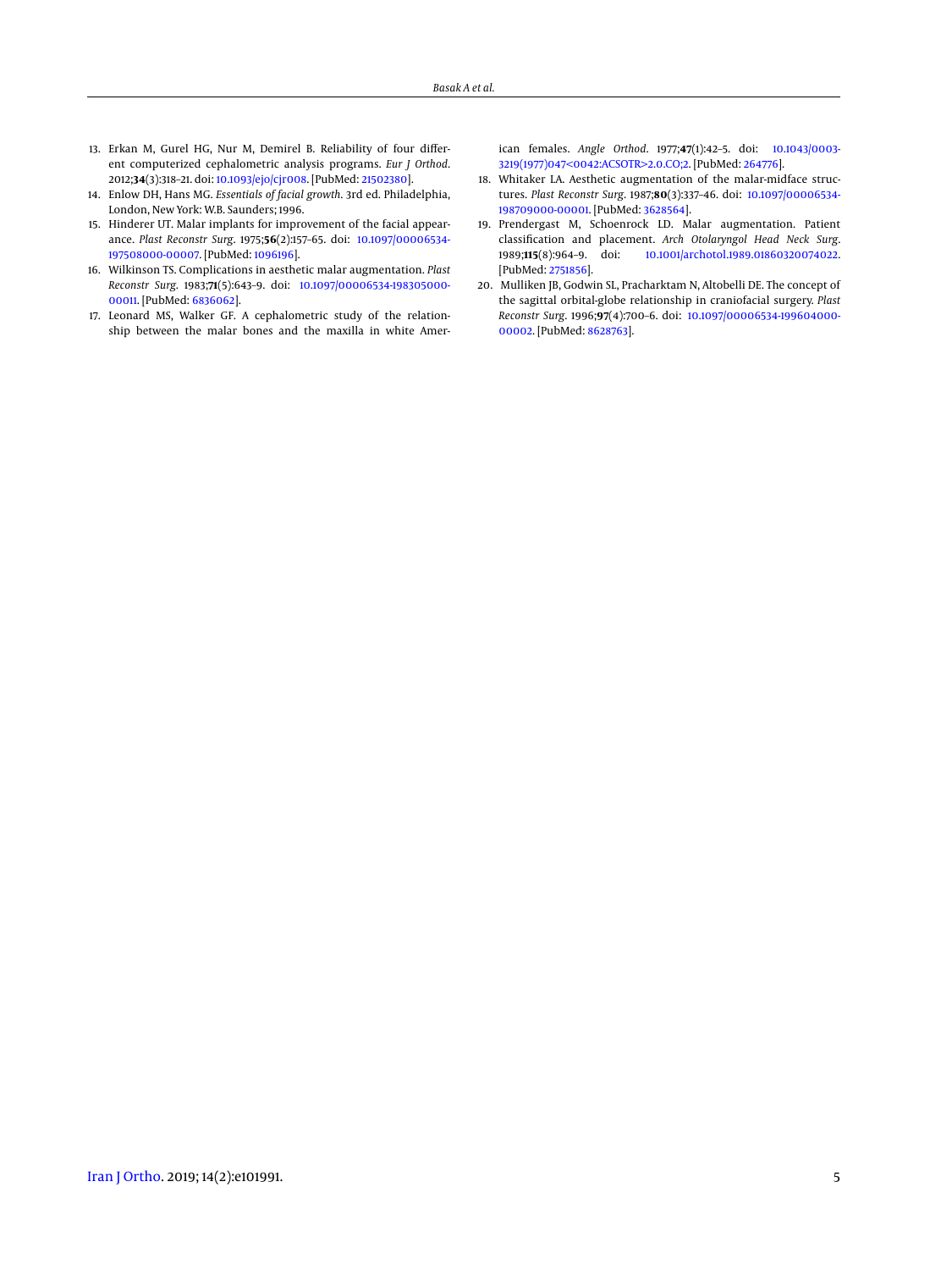13. Erkan M, Gurel HG, Nur M, Demirel B. Reliability of four different computerized cephalometric analysis programs. *Eur J Orthod*. 2012;**34**(3):318–21. doi: 10.1093/ejo/cjr008. [PubMed: 21502380].
14. Enlow DH, Hans MG. *Essentials of facial growth*. 3rd ed. Philadelphia, London, New York: W.B. Saunders; 1996.
15. Hinderer UT. Malar implants for improvement of the facial appearance. *Plast Reconstr Surg*. 1975;**56**(2):157–65. doi: 10.1097/00006534-197508000-00007. [PubMed: 1096196].
16. Wilkinson TS. Complications in aesthetic malar augmentation. *Plast Reconstr Surg*. 1983;**71**(5):643–9. doi: 10.1097/00006534-198305000-00011. [PubMed: 6836062].
17. Leonard MS, Walker GF. A cephalometric study of the relationship between the malar bones and the maxilla in white American females. *Angle Orthod*. 1977;**47**(1):42–5. doi: 10.1043/0003-3219(1977)047<0042:ACSOTR>2.0.CO;2. [PubMed: 264776].
18. Whitaker LA. Aesthetic augmentation of the malar-midface structures. *Plast Reconstr Surg*. 1987;**80**(3):337–46. doi: 10.1097/00006534-198709000-00001. [PubMed: 3628564].
19. Prendergast M, Schoenrock LD. Malar augmentation. Patient classification and placement. *Arch Otolaryngol Head Neck Surg*. 1989;**115**(8):964–9. doi: 10.1001/archotol.1989.01860320074022. [PubMed: 2751856].
20. Mulliken JB, Godwin SL, Pracharktam N, Altobelli DE. The concept of the sagittal orbital-globe relationship in craniofacial surgery. *Plast Reconstr Surg*. 1996;**97**(4):700–6. doi: 10.1097/00006534-199604000-00002. [PubMed: 8628763].